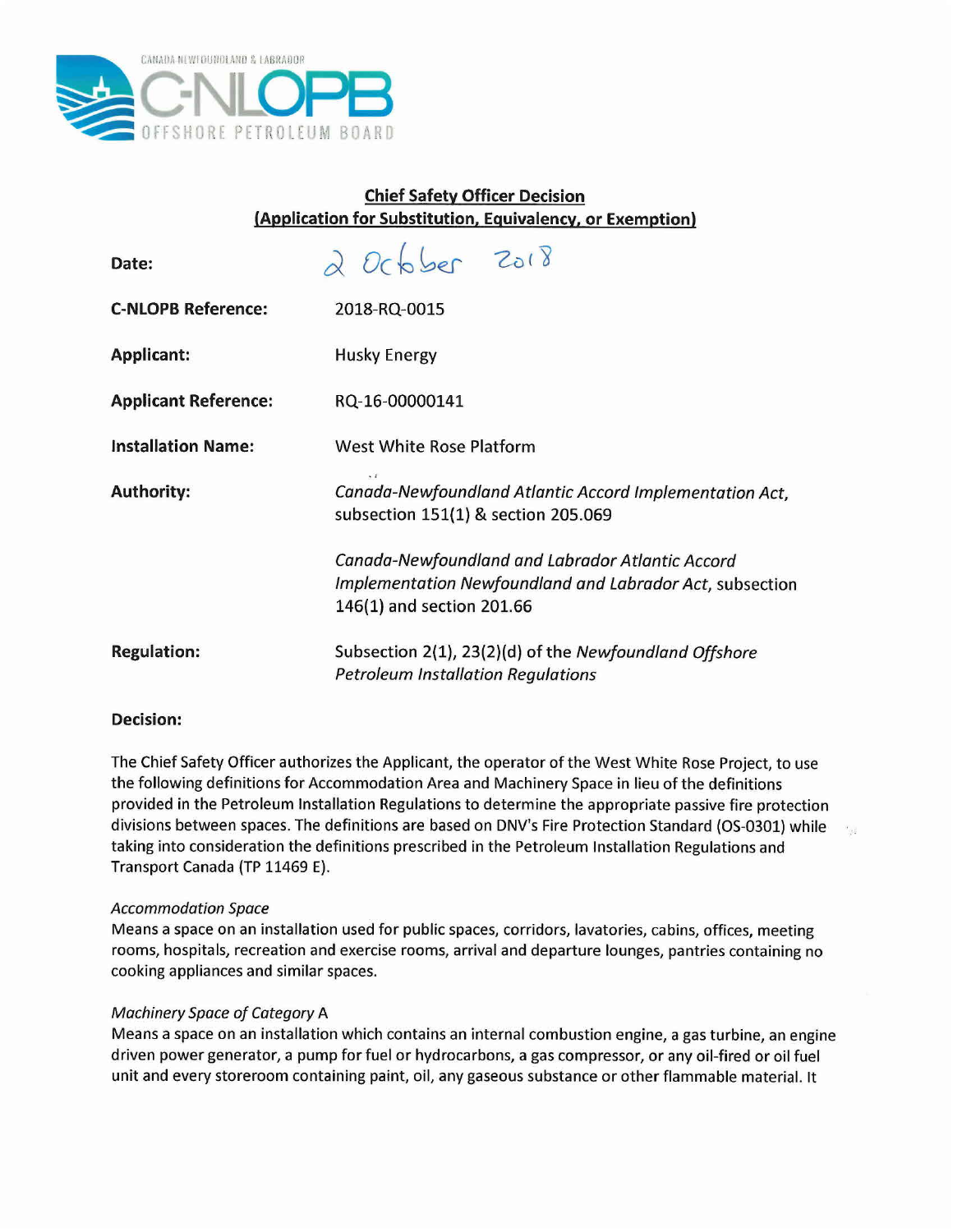CANADA NEWFOUNDLAND & LABRADOR
C-NLOPB
OFFSHORE PETROLEUM BOARD

**Chief Safety Officer Decision**
**(Application for Substitution, Equivalency, or Exemption)**

| | |
|---|---|
| **Date:** | 2 October 2018 |
| **C-NLOPB Reference:** | 2018-RQ-0015 |
| **Applicant:** | Husky Energy |
| **Applicant Reference:** | RQ-16-00000141 |
| **Installation Name:** | West White Rose Platform |
| **Authority:** | *Canada-Newfoundland Atlantic Accord Implementation Act*, subsection 151(1) & section 205.069<br><br>*Canada-Newfoundland and Labrador Atlantic Accord Implementation Newfoundland and Labrador Act*, subsection 146(1) and section 201.66 |
| **Regulation:** | Subsection 2(1), 23(2)(d) of the *Newfoundland Offshore Petroleum Installation Regulations* |

**Decision:**

The Chief Safety Officer authorizes the Applicant, the operator of the West White Rose Project, to use the following definitions for Accommodation Area and Machinery Space in lieu of the definitions provided in the Petroleum Installation Regulations to determine the appropriate passive fire protection divisions between spaces. The definitions are based on DNV's Fire Protection Standard (OS-0301) while taking into consideration the definitions prescribed in the Petroleum Installation Regulations and Transport Canada (TP 11469 E).

*Accommodation Space*
Means a space on an installation used for public spaces, corridors, lavatories, cabins, offices, meeting rooms, hospitals, recreation and exercise rooms, arrival and departure lounges, pantries containing no cooking appliances and similar spaces.

*Machinery Space of Category A*
Means a space on an installation which contains an internal combustion engine, a gas turbine, an engine driven power generator, a pump for fuel or hydrocarbons, a gas compressor, or any oil-fired or oil fuel unit and every storeroom containing paint, oil, any gaseous substance or other flammable material. It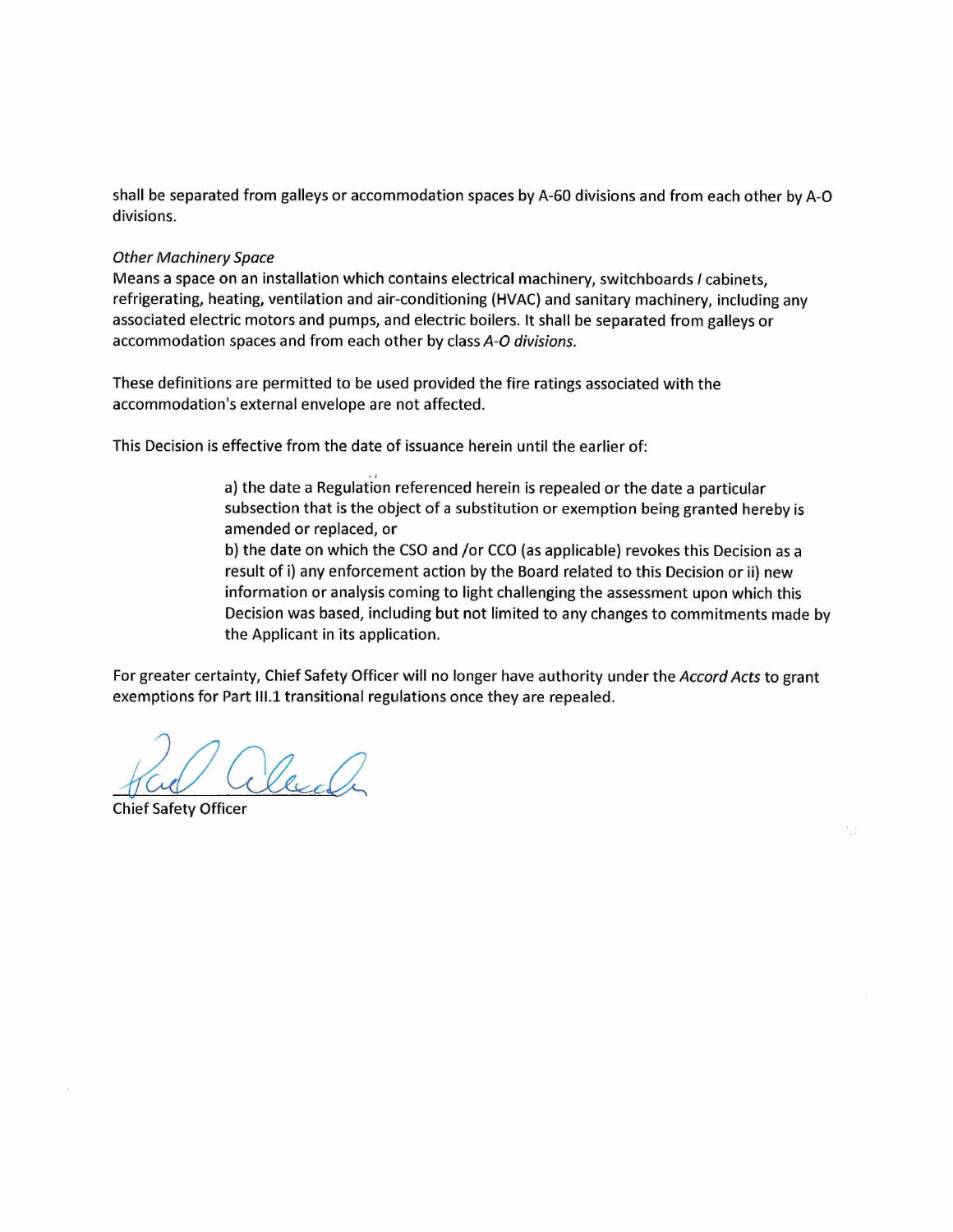shall be separated from galleys or accommodation spaces by A-60 divisions and from each other by A-0 divisions.

*Other Machinery Space*

Means a space on an installation which contains electrical machinery, switchboards / cabinets, refrigerating, heating, ventilation and air-conditioning (HVAC) and sanitary machinery, including any associated electric motors and pumps, and electric boilers. It shall be separated from galleys or accommodation spaces and from each other by class *A-0 divisions*.

These definitions are permitted to be used provided the fire ratings associated with the accommodation's external envelope are not affected.

This Decision is effective from the date of issuance herein until the earlier of:

> a) the date a Regulation referenced herein is repealed or the date a particular subsection that is the object of a substitution or exemption being granted hereby is amended or replaced, or
>
> b) the date on which the CSO and /or CCO (as applicable) revokes this Decision as a result of i) any enforcement action by the Board related to this Decision or ii) new information or analysis coming to light challenging the assessment upon which this Decision was based, including but not limited to any changes to commitments made by the Applicant in its application.

For greater certainty, Chief Safety Officer will no longer have authority under the *Accord Acts* to grant exemptions for Part III.1 transitional regulations once they are repealed.

Chief Safety Officer